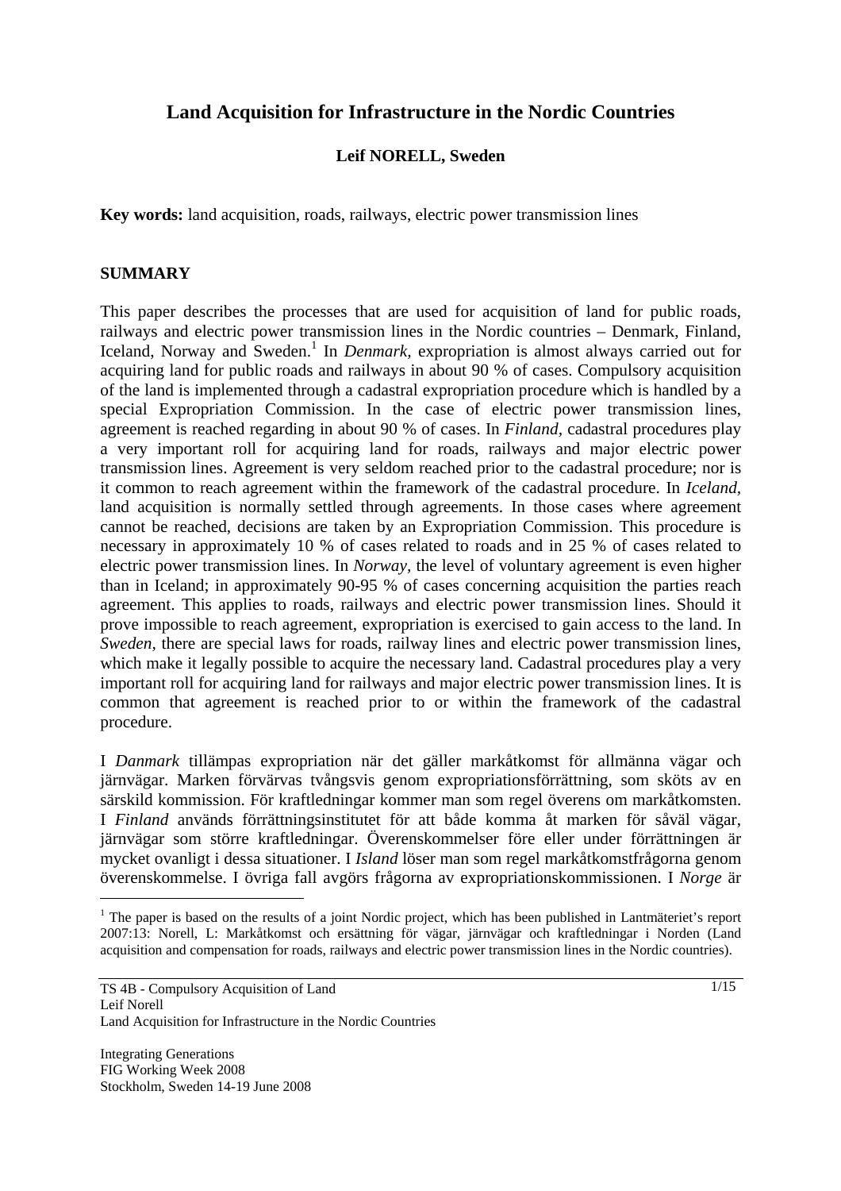# Land Acquisition for Infrastructure in the Nordic Countries

**Leif NORELL, Sweden**

**Key words:** land acquisition, roads, railways, electric power transmission lines

## SUMMARY

This paper describes the processes that are used for acquisition of land for public roads, railways and electric power transmission lines in the Nordic countries – Denmark, Finland, Iceland, Norway and Sweden.[1] In *Denmark,* expropriation is almost always carried out for acquiring land for public roads and railways in about 90 % of cases. Compulsory acquisition of the land is implemented through a cadastral expropriation procedure which is handled by a special Expropriation Commission. In the case of electric power transmission lines, agreement is reached regarding in about 90 % of cases. In *Finland,* cadastral procedures play a very important roll for acquiring land for roads, railways and major electric power transmission lines. Agreement is very seldom reached prior to the cadastral procedure; nor is it common to reach agreement within the framework of the cadastral procedure. In *Iceland,* land acquisition is normally settled through agreements. In those cases where agreement cannot be reached, decisions are taken by an Expropriation Commission. This procedure is necessary in approximately 10 % of cases related to roads and in 25 % of cases related to electric power transmission lines. In *Norway,* the level of voluntary agreement is even higher than in Iceland; in approximately 90-95 % of cases concerning acquisition the parties reach agreement. This applies to roads, railways and electric power transmission lines. Should it prove impossible to reach agreement, expropriation is exercised to gain access to the land. In *Sweden,* there are special laws for roads, railway lines and electric power transmission lines, which make it legally possible to acquire the necessary land. Cadastral procedures play a very important roll for acquiring land for railways and major electric power transmission lines. It is common that agreement is reached prior to or within the framework of the cadastral procedure.

I *Danmark* tillämpas expropriation när det gäller markåtkomst för allmänna vägar och järnvägar. Marken förvärvas tvångsvis genom expropriationsförrättning, som sköts av en särskild kommission. För kraftledningar kommer man som regel överens om markåtkomsten. I *Finland* används förrättningsinstitutet för att både komma åt marken för såväl vägar, järnvägar som större kraftledningar. Överenskommelser före eller under förrättningen är mycket ovanligt i dessa situationer. I *Island* löser man som regel markåtkomstfrågorna genom överenskommelse. I övriga fall avgörs frågorna av expropriationskommissionen. I *Norge* är

[1] The paper is based on the results of a joint Nordic project, which has been published in Lantmäteriet's report 2007:13: Norell, L: Markåtkomst och ersättning för vägar, järnvägar och kraftledningar i Norden (Land acquisition and compensation for roads, railways and electric power transmission lines in the Nordic countries).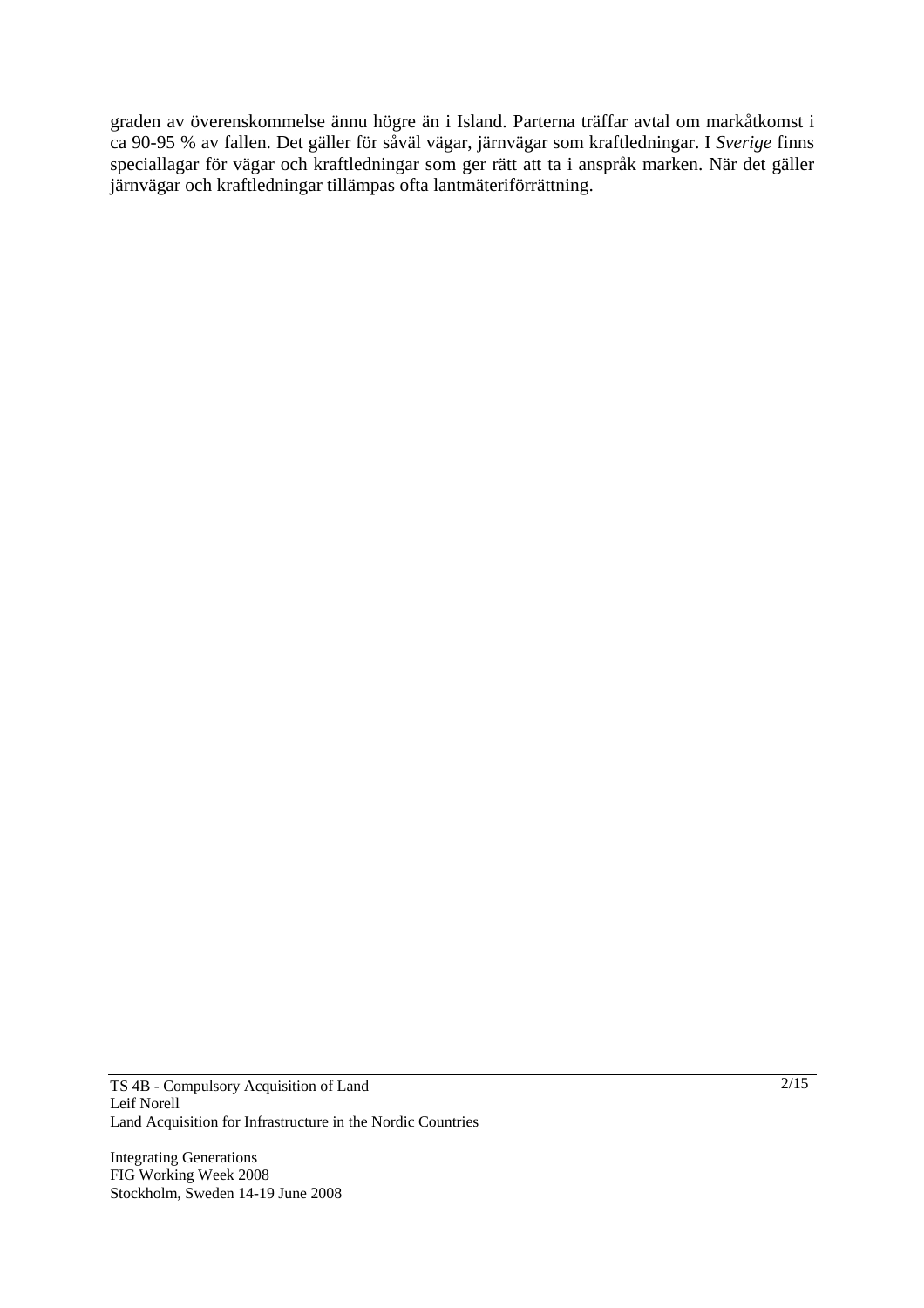graden av överenskommelse ännu högre än i Island. Parterna träffar avtal om markåtkomst i ca 90-95 % av fallen. Det gäller för såväl vägar, järnvägar som kraftledningar. I *Sverige* finns speciallagar för vägar och kraftledningar som ger rätt att ta i anspråk marken. När det gäller järnvägar och kraftledningar tillämpas ofta lantmäteriförrättning.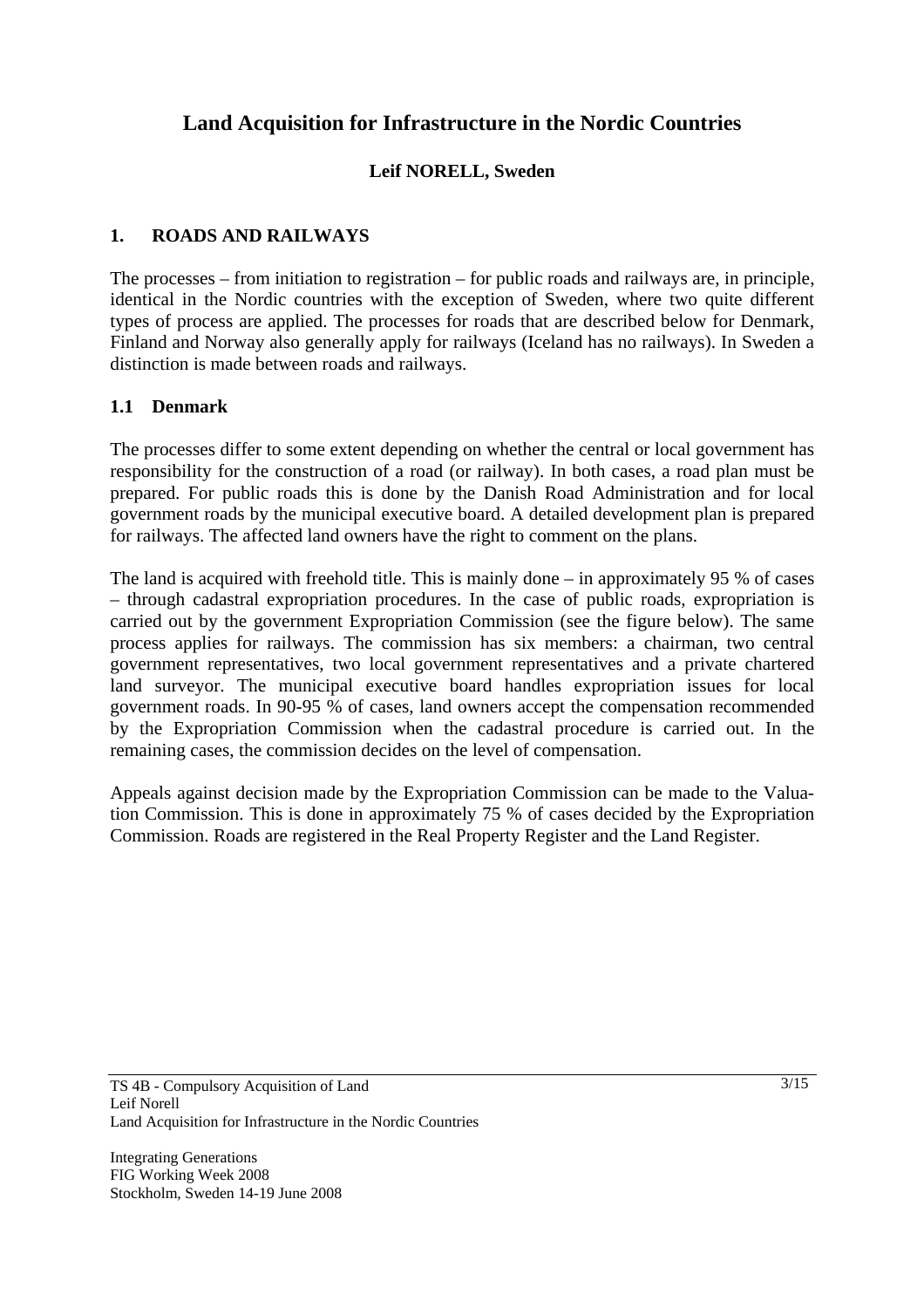# Land Acquisition for Infrastructure in the Nordic Countries

**Leif NORELL, Sweden**

## 1. ROADS AND RAILWAYS

The processes – from initiation to registration – for public roads and railways are, in principle, identical in the Nordic countries with the exception of Sweden, where two quite different types of process are applied. The processes for roads that are described below for Denmark, Finland and Norway also generally apply for railways (Iceland has no railways). In Sweden a distinction is made between roads and railways.

### 1.1 Denmark

The processes differ to some extent depending on whether the central or local government has responsibility for the construction of a road (or railway). In both cases, a road plan must be prepared. For public roads this is done by the Danish Road Administration and for local government roads by the municipal executive board. A detailed development plan is prepared for railways. The affected land owners have the right to comment on the plans.

The land is acquired with freehold title. This is mainly done – in approximately 95 % of cases – through cadastral expropriation procedures. In the case of public roads, expropriation is carried out by the government Expropriation Commission (see the figure below). The same process applies for railways. The commission has six members: a chairman, two central government representatives, two local government representatives and a private chartered land surveyor. The municipal executive board handles expropriation issues for local government roads. In 90-95 % of cases, land owners accept the compensation recommended by the Expropriation Commission when the cadastral procedure is carried out. In the remaining cases, the commission decides on the level of compensation.

Appeals against decision made by the Expropriation Commission can be made to the Valuation Commission. This is done in approximately 75 % of cases decided by the Expropriation Commission. Roads are registered in the Real Property Register and the Land Register.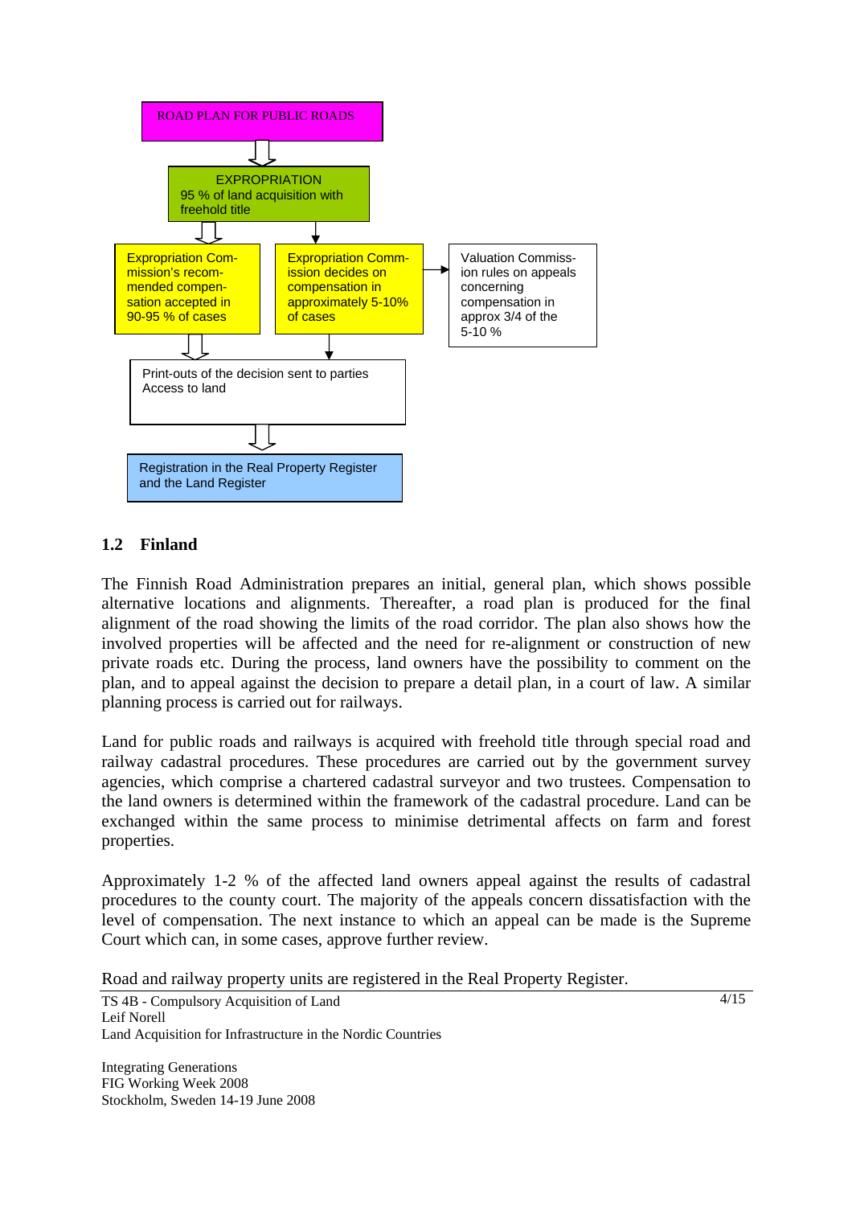ROAD PLAN FOR PUBLIC ROADS

EXPROPRIATION
95 % of land acquisition with freehold title

Expropriation Commission's recommended compensation accepted in 90-95 % of cases

Expropriation Commission decides on compensation in approximately 5-10% of cases

Valuation Commission rules on appeals concerning compensation in approx 3/4 of the 5-10 %

Print-outs of the decision sent to parties
Access to land

Registration in the Real Property Register and the Land Register

## 1.2 Finland

The Finnish Road Administration prepares an initial, general plan, which shows possible alternative locations and alignments. Thereafter, a road plan is produced for the final alignment of the road showing the limits of the road corridor. The plan also shows how the involved properties will be affected and the need for re-alignment or construction of new private roads etc. During the process, land owners have the possibility to comment on the plan, and to appeal against the decision to prepare a detail plan, in a court of law. A similar planning process is carried out for railways.

Land for public roads and railways is acquired with freehold title through special road and railway cadastral procedures. These procedures are carried out by the government survey agencies, which comprise a chartered cadastral surveyor and two trustees. Compensation to the land owners is determined within the framework of the cadastral procedure. Land can be exchanged within the same process to minimise detrimental affects on farm and forest properties.

Approximately 1-2 % of the affected land owners appeal against the results of cadastral procedures to the county court. The majority of the appeals concern dissatisfaction with the level of compensation. The next instance to which an appeal can be made is the Supreme Court which can, in some cases, approve further review.

Road and railway property units are registered in the Real Property Register.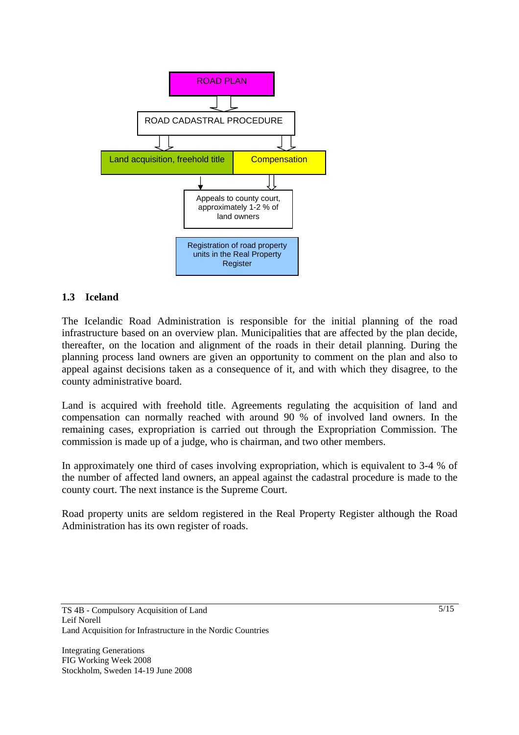ROAD PLAN

ROAD CADASTRAL PROCEDURE

Land acquisition, freehold title

Compensation

Appeals to county court, approximately 1-2 % of land owners

Registration of road property units in the Real Property Register

### 1.3 Iceland

The Icelandic Road Administration is responsible for the initial planning of the road infrastructure based on an overview plan. Municipalities that are affected by the plan decide, thereafter, on the location and alignment of the roads in their detail planning. During the planning process land owners are given an opportunity to comment on the plan and also to appeal against decisions taken as a consequence of it, and with which they disagree, to the county administrative board.

Land is acquired with freehold title. Agreements regulating the acquisition of land and compensation can normally reached with around 90 % of involved land owners. In the remaining cases, expropriation is carried out through the Expropriation Commission. The commission is made up of a judge, who is chairman, and two other members.

In approximately one third of cases involving expropriation, which is equivalent to 3-4 % of the number of affected land owners, an appeal against the cadastral procedure is made to the county court. The next instance is the Supreme Court.

Road property units are seldom registered in the Real Property Register although the Road Administration has its own register of roads.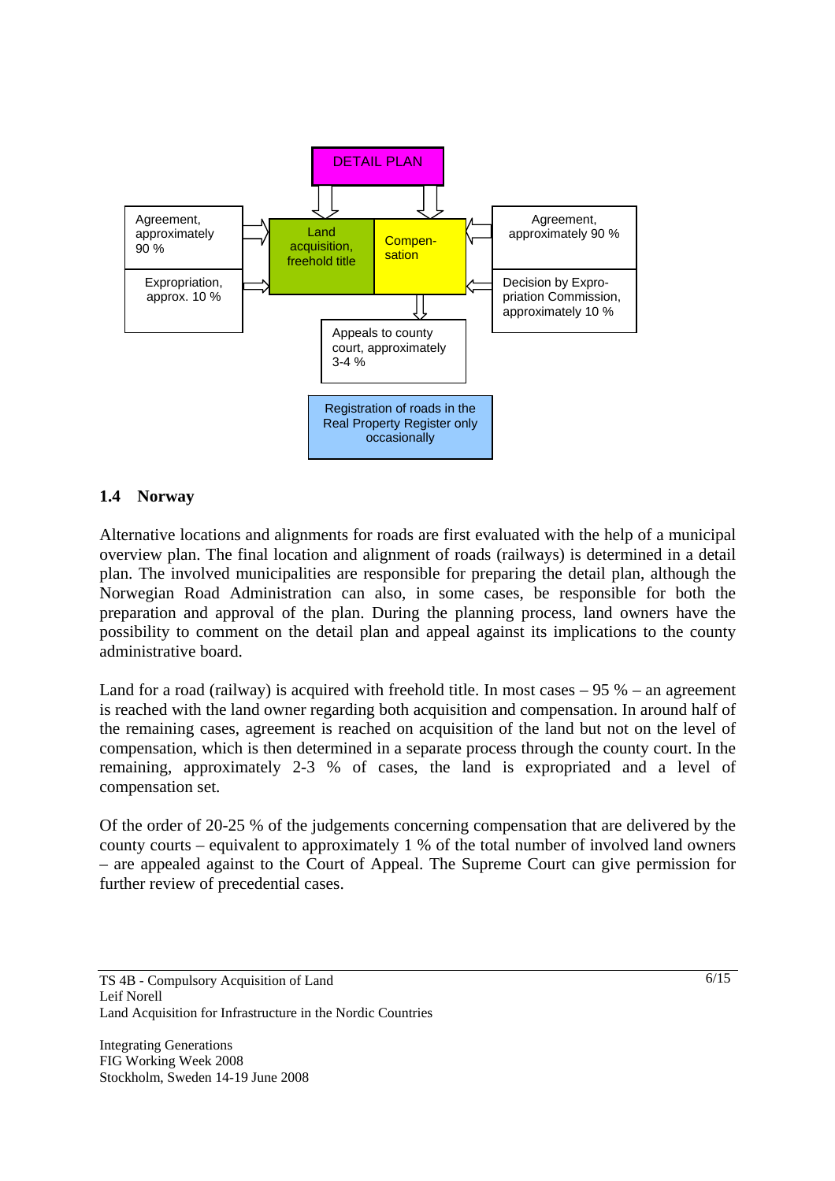DETAIL PLAN

Agreement, approximately 90 %

Expropriation, approx. 10 %

Land acquisition, freehold title

Compen-sation

Agreement, approximately 90 %

Decision by Expro-priation Commission, approximately 10 %

Appeals to county court, approximately 3-4 %

Registration of roads in the Real Property Register only occasionally

### 1.4 Norway

Alternative locations and alignments for roads are first evaluated with the help of a municipal overview plan. The final location and alignment of roads (railways) is determined in a detail plan. The involved municipalities are responsible for preparing the detail plan, although the Norwegian Road Administration can also, in some cases, be responsible for both the preparation and approval of the plan. During the planning process, land owners have the possibility to comment on the detail plan and appeal against its implications to the county administrative board.

Land for a road (railway) is acquired with freehold title. In most cases – 95 % – an agreement is reached with the land owner regarding both acquisition and compensation. In around half of the remaining cases, agreement is reached on acquisition of the land but not on the level of compensation, which is then determined in a separate process through the county court. In the remaining, approximately 2-3 % of cases, the land is expropriated and a level of compensation set.

Of the order of 20-25 % of the judgements concerning compensation that are delivered by the county courts – equivalent to approximately 1 % of the total number of involved land owners – are appealed against to the Court of Appeal. The Supreme Court can give permission for further review of precedential cases.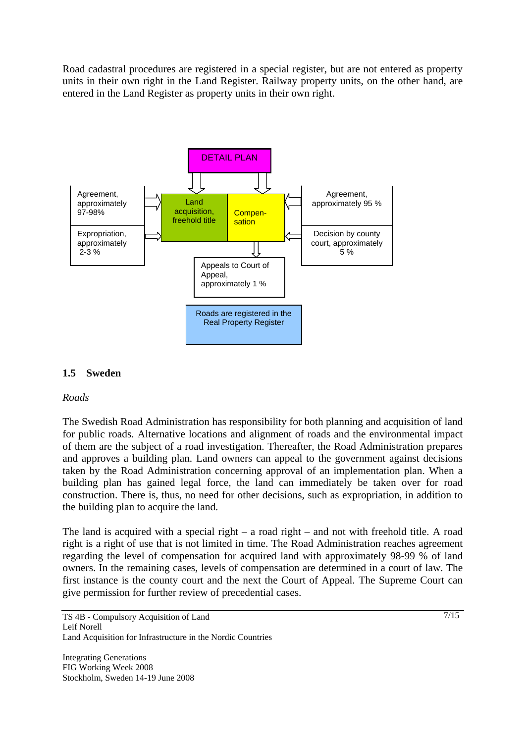Road cadastral procedures are registered in a special register, but are not entered as property units in their own right in the Land Register. Railway property units, on the other hand, are entered in the Land Register as property units in their own right.

DETAIL PLAN

Agreement, approximately 97-98%

Expropriation, approximately 2-3 %

Land acquisition, freehold title

Compen-sation

Agreement, approximately 95 %

Decision by county court, approximately 5 %

Appeals to Court of Appeal, approximately 1 %

Roads are registered in the Real Property Register

## 1.5 Sweden

*Roads*

The Swedish Road Administration has responsibility for both planning and acquisition of land for public roads. Alternative locations and alignment of roads and the environmental impact of them are the subject of a road investigation. Thereafter, the Road Administration prepares and approves a building plan. Land owners can appeal to the government against decisions taken by the Road Administration concerning approval of an implementation plan. When a building plan has gained legal force, the land can immediately be taken over for road construction. There is, thus, no need for other decisions, such as expropriation, in addition to the building plan to acquire the land.

The land is acquired with a special right – a road right – and not with freehold title. A road right is a right of use that is not limited in time. The Road Administration reaches agreement regarding the level of compensation for acquired land with approximately 98-99 % of land owners. In the remaining cases, levels of compensation are determined in a court of law. The first instance is the county court and the next the Court of Appeal. The Supreme Court can give permission for further review of precedential cases.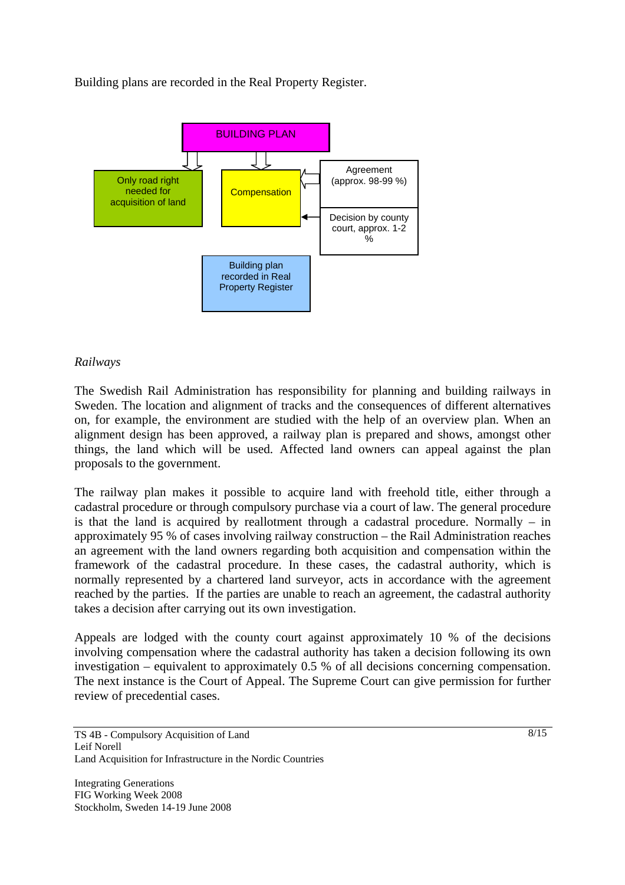Building plans are recorded in the Real Property Register.

BUILDING PLAN

Only road right needed for acquisition of land

Compensation

Agreement (approx. 98-99 %)

Decision by county court, approx. 1-2 %

Building plan recorded in Real Property Register

*Railways*

The Swedish Rail Administration has responsibility for planning and building railways in Sweden. The location and alignment of tracks and the consequences of different alternatives on, for example, the environment are studied with the help of an overview plan. When an alignment design has been approved, a railway plan is prepared and shows, amongst other things, the land which will be used. Affected land owners can appeal against the plan proposals to the government.

The railway plan makes it possible to acquire land with freehold title, either through a cadastral procedure or through compulsory purchase via a court of law. The general procedure is that the land is acquired by reallotment through a cadastral procedure. Normally – in approximately 95 % of cases involving railway construction – the Rail Administration reaches an agreement with the land owners regarding both acquisition and compensation within the framework of the cadastral procedure. In these cases, the cadastral authority, which is normally represented by a chartered land surveyor, acts in accordance with the agreement reached by the parties. If the parties are unable to reach an agreement, the cadastral authority takes a decision after carrying out its own investigation.

Appeals are lodged with the county court against approximately 10 % of the decisions involving compensation where the cadastral authority has taken a decision following its own investigation – equivalent to approximately 0.5 % of all decisions concerning compensation. The next instance is the Court of Appeal. The Supreme Court can give permission for further review of precedential cases.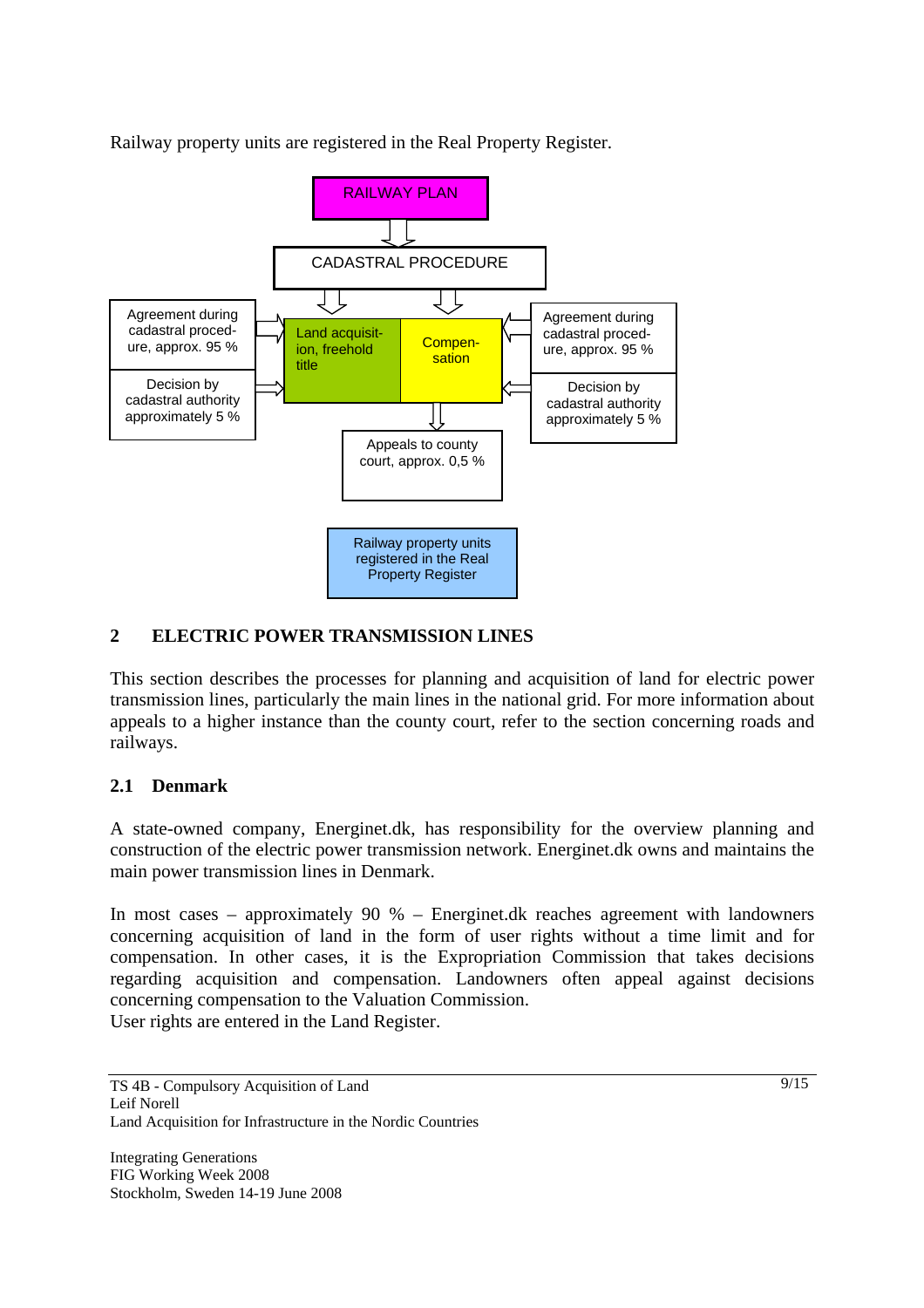Railway property units are registered in the Real Property Register.

RAILWAY PLAN

CADASTRAL PROCEDURE

Agreement during cadastral procedure, approx. 95 %

Decision by cadastral authority approximately 5 %

Land acquisition, freehold title

Compensation

Agreement during cadastral procedure, approx. 95 %

Decision by cadastral authority approximately 5 %

Appeals to county court, approx. 0,5 %

Railway property units registered in the Real Property Register

## 2 ELECTRIC POWER TRANSMISSION LINES

This section describes the processes for planning and acquisition of land for electric power transmission lines, particularly the main lines in the national grid. For more information about appeals to a higher instance than the county court, refer to the section concerning roads and railways.

### 2.1 Denmark

A state-owned company, Energinet.dk, has responsibility for the overview planning and construction of the electric power transmission network. Energinet.dk owns and maintains the main power transmission lines in Denmark.

In most cases – approximately 90 % – Energinet.dk reaches agreement with landowners concerning acquisition of land in the form of user rights without a time limit and for compensation. In other cases, it is the Expropriation Commission that takes decisions regarding acquisition and compensation. Landowners often appeal against decisions concerning compensation to the Valuation Commission.
User rights are entered in the Land Register.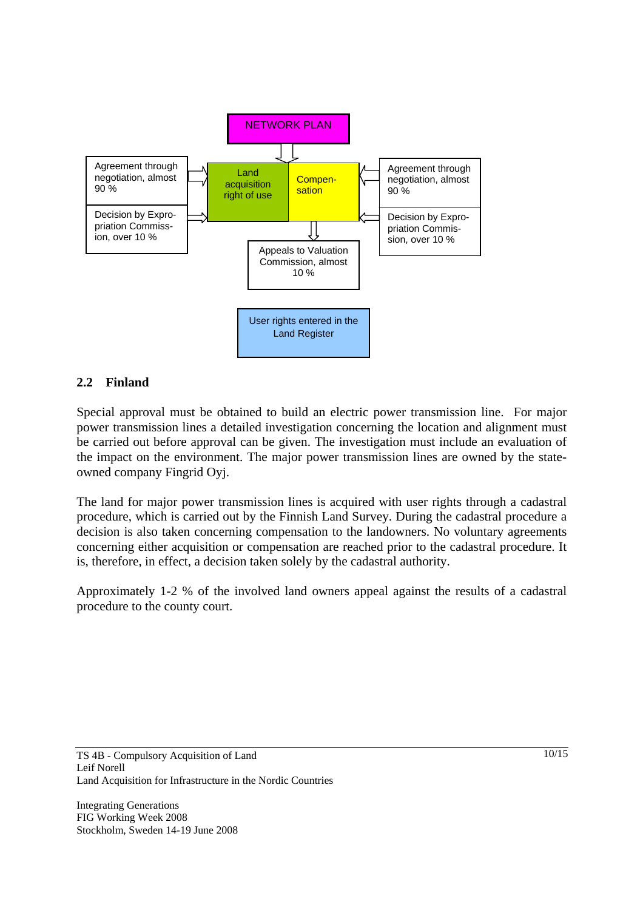NETWORK PLAN

Agreement through negotiation, almost 90 %

Decision by Expropriation Commission, over 10 %

Land acquisition right of use

Compensation

Agreement through negotiation, almost 90 %

Decision by Expropriation Commission, over 10 %

Appeals to Valuation Commission, almost 10 %

User rights entered in the Land Register

## 2.2 Finland

Special approval must be obtained to build an electric power transmission line. For major power transmission lines a detailed investigation concerning the location and alignment must be carried out before approval can be given. The investigation must include an evaluation of the impact on the environment. The major power transmission lines are owned by the state-owned company Fingrid Oyj.

The land for major power transmission lines is acquired with user rights through a cadastral procedure, which is carried out by the Finnish Land Survey. During the cadastral procedure a decision is also taken concerning compensation to the landowners. No voluntary agreements concerning either acquisition or compensation are reached prior to the cadastral procedure. It is, therefore, in effect, a decision taken solely by the cadastral authority.

Approximately 1-2 % of the involved land owners appeal against the results of a cadastral procedure to the county court.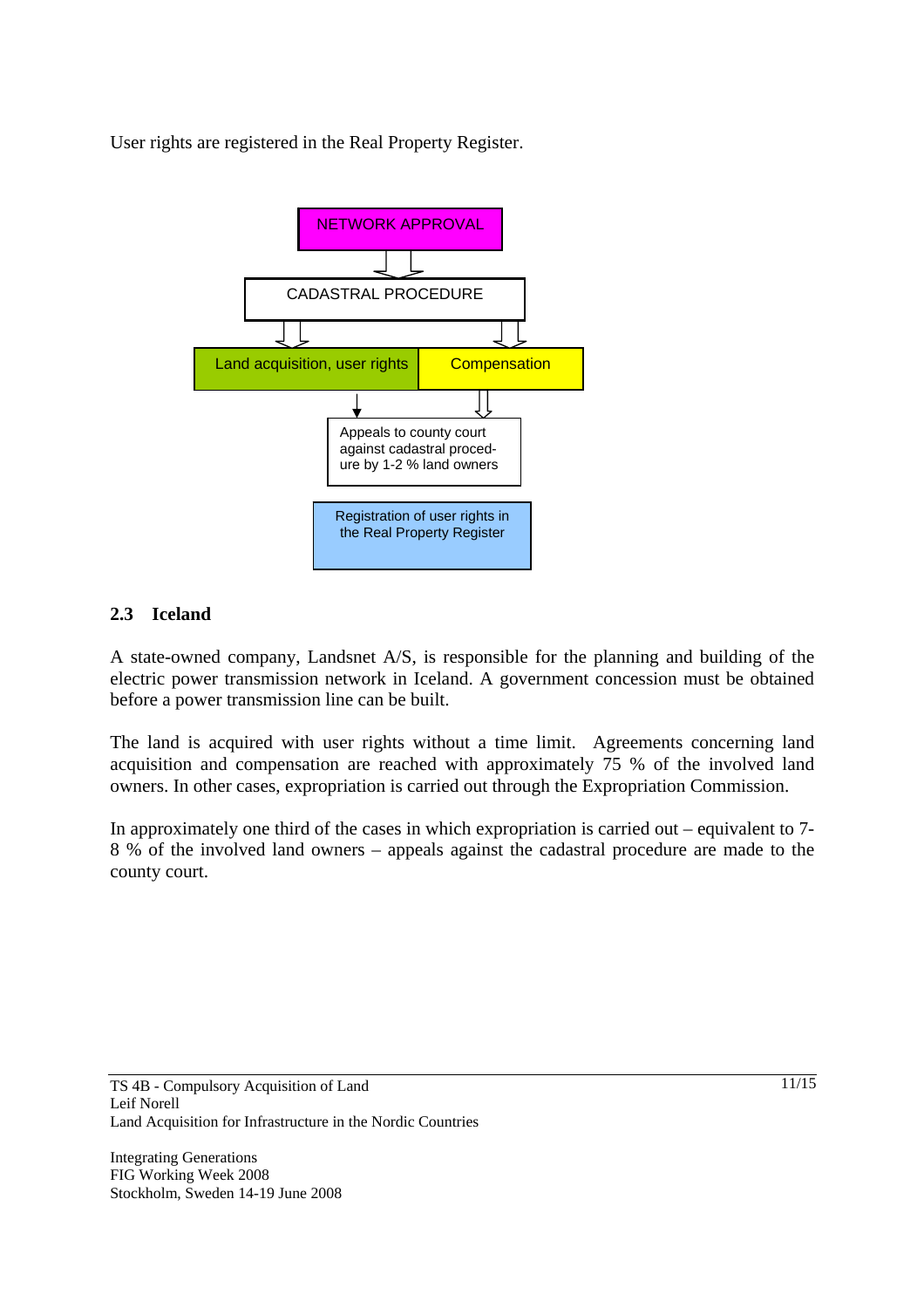User rights are registered in the Real Property Register.

NETWORK APPROVAL

CADASTRAL PROCEDURE

Land acquisition, user rights

Compensation

Appeals to county court against cadastral procedure by 1-2 % land owners

Registration of user rights in the Real Property Register

## 2.3 Iceland

A state-owned company, Landsnet A/S, is responsible for the planning and building of the electric power transmission network in Iceland. A government concession must be obtained before a power transmission line can be built.

The land is acquired with user rights without a time limit. Agreements concerning land acquisition and compensation are reached with approximately 75 % of the involved land owners. In other cases, expropriation is carried out through the Expropriation Commission.

In approximately one third of the cases in which expropriation is carried out – equivalent to 7-8 % of the involved land owners – appeals against the cadastral procedure are made to the county court.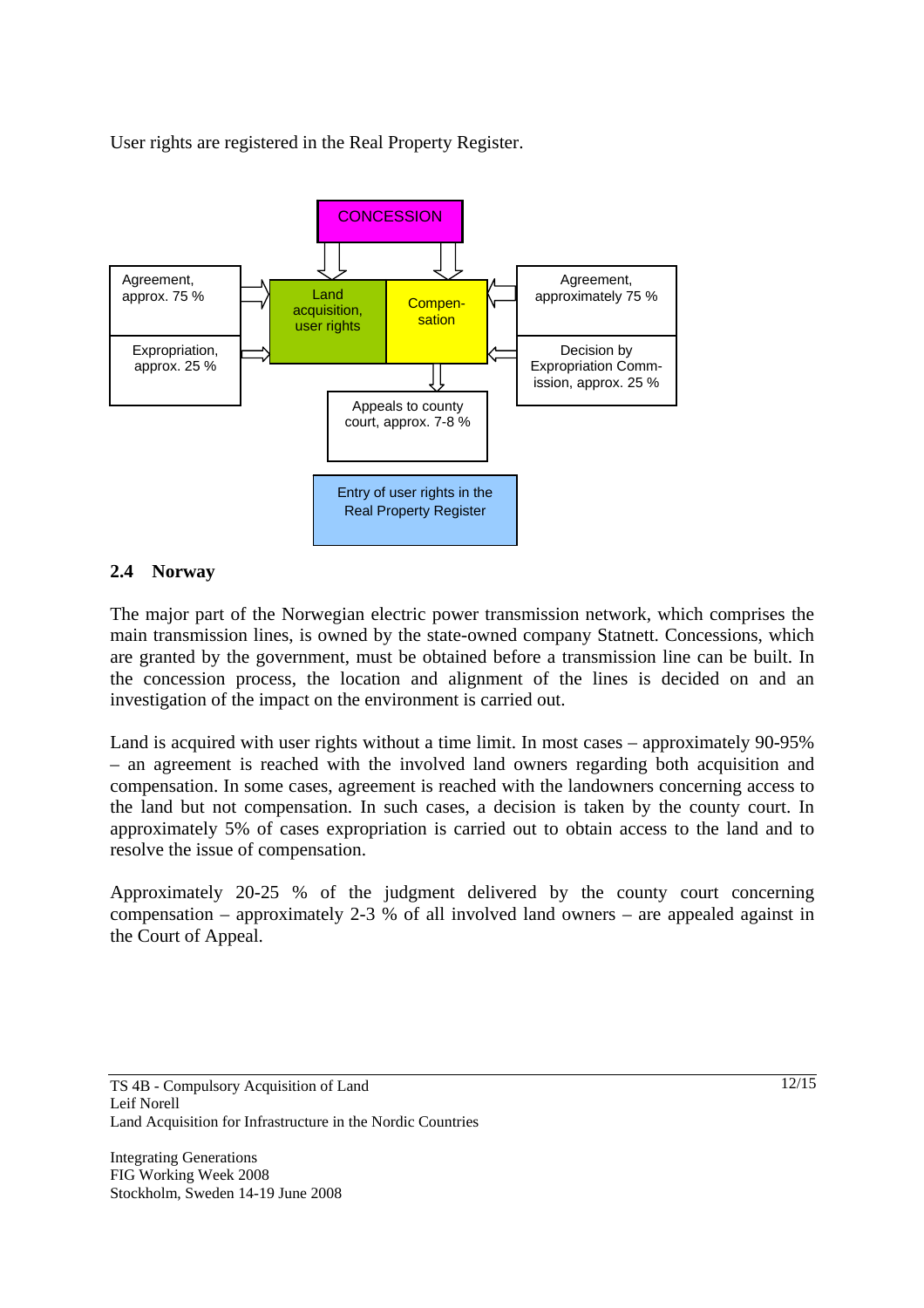User rights are registered in the Real Property Register.

CONCESSION

Agreement, approx. 75 %

Expropriation, approx. 25 %

Land acquisition, user rights

Compen-sation

Agreement, approximately 75 %

Decision by Expropriation Comm-ission, approx. 25 %

Appeals to county court, approx. 7-8 %

Entry of user rights in the Real Property Register

## 2.4 Norway

The major part of the Norwegian electric power transmission network, which comprises the main transmission lines, is owned by the state-owned company Statnett. Concessions, which are granted by the government, must be obtained before a transmission line can be built. In the concession process, the location and alignment of the lines is decided on and an investigation of the impact on the environment is carried out.

Land is acquired with user rights without a time limit. In most cases – approximately 90-95% – an agreement is reached with the involved land owners regarding both acquisition and compensation. In some cases, agreement is reached with the landowners concerning access to the land but not compensation. In such cases, a decision is taken by the county court. In approximately 5% of cases expropriation is carried out to obtain access to the land and to resolve the issue of compensation.

Approximately 20-25 % of the judgment delivered by the county court concerning compensation – approximately 2-3 % of all involved land owners – are appealed against in the Court of Appeal.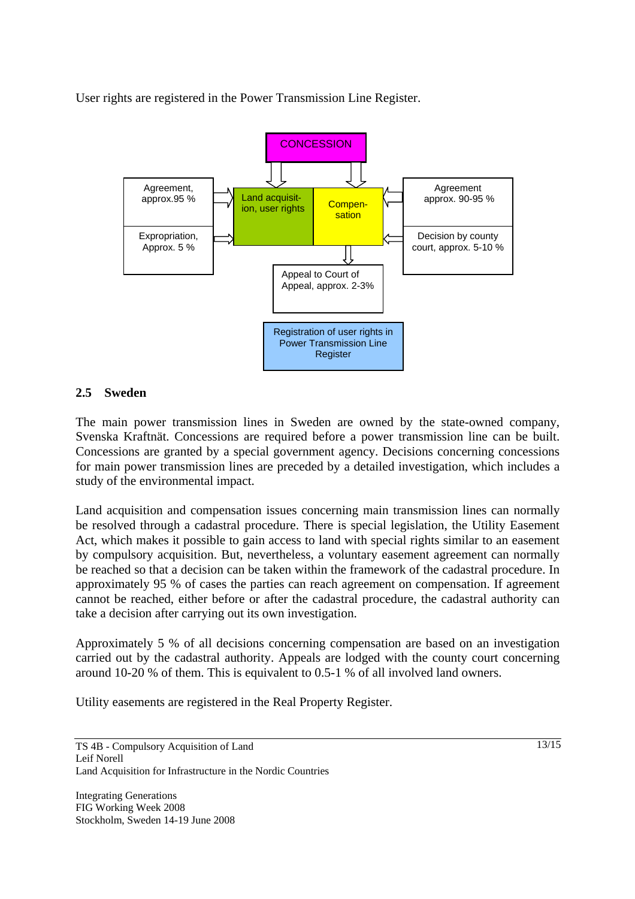User rights are registered in the Power Transmission Line Register.

CONCESSION

Agreement, approx.95 %

Expropriation, Approx. 5 %

Land acquisit-ion, user rights

Compen-sation

Agreement approx. 90-95 %

Decision by county court, approx. 5-10 %

Appeal to Court of Appeal, approx. 2-3%

Registration of user rights in Power Transmission Line Register

## 2.5 Sweden

The main power transmission lines in Sweden are owned by the state-owned company, Svenska Kraftnät. Concessions are required before a power transmission line can be built. Concessions are granted by a special government agency. Decisions concerning concessions for main power transmission lines are preceded by a detailed investigation, which includes a study of the environmental impact.

Land acquisition and compensation issues concerning main transmission lines can normally be resolved through a cadastral procedure. There is special legislation, the Utility Easement Act, which makes it possible to gain access to land with special rights similar to an easement by compulsory acquisition. But, nevertheless, a voluntary easement agreement can normally be reached so that a decision can be taken within the framework of the cadastral procedure. In approximately 95 % of cases the parties can reach agreement on compensation. If agreement cannot be reached, either before or after the cadastral procedure, the cadastral authority can take a decision after carrying out its own investigation.

Approximately 5 % of all decisions concerning compensation are based on an investigation carried out by the cadastral authority. Appeals are lodged with the county court concerning around 10-20 % of them. This is equivalent to 0.5-1 % of all involved land owners.

Utility easements are registered in the Real Property Register.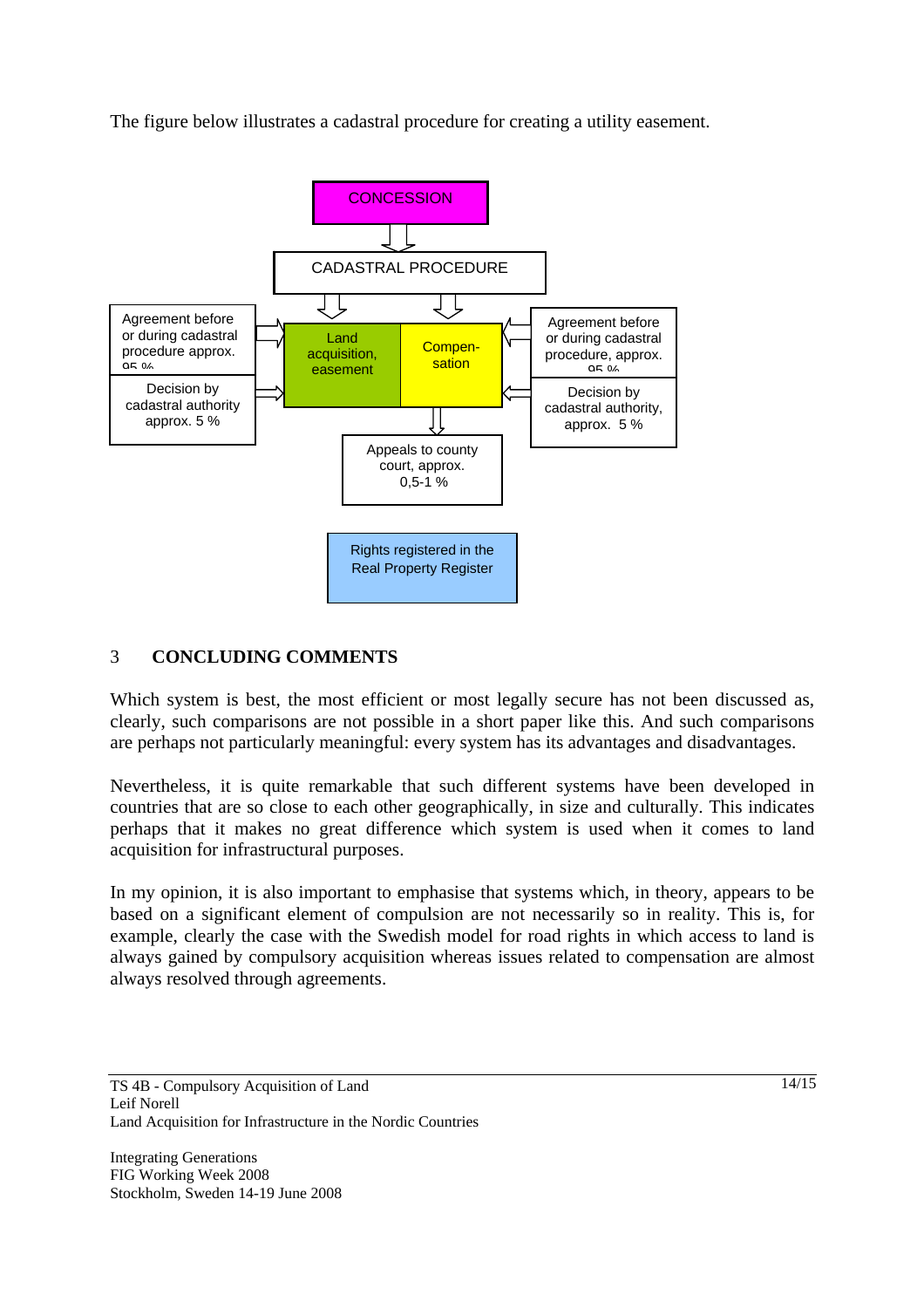The figure below illustrates a cadastral procedure for creating a utility easement.

CONCESSION

CADASTRAL PROCEDURE

Agreement before or during cadastral procedure approx. 95 %

Decision by cadastral authority approx. 5 %

Land acquisition, easement

Compen-sation

Agreement before or during cadastral procedure, approx. 95 %

Decision by cadastral authority, approx. 5 %

Appeals to county court, approx. 0,5-1 %

Rights registered in the Real Property Register

## 3 CONCLUDING COMMENTS

Which system is best, the most efficient or most legally secure has not been discussed as, clearly, such comparisons are not possible in a short paper like this. And such comparisons are perhaps not particularly meaningful: every system has its advantages and disadvantages.

Nevertheless, it is quite remarkable that such different systems have been developed in countries that are so close to each other geographically, in size and culturally. This indicates perhaps that it makes no great difference which system is used when it comes to land acquisition for infrastructural purposes.

In my opinion, it is also important to emphasise that systems which, in theory, appears to be based on a significant element of compulsion are not necessarily so in reality. This is, for example, clearly the case with the Swedish model for road rights in which access to land is always gained by compulsory acquisition whereas issues related to compensation are almost always resolved through agreements.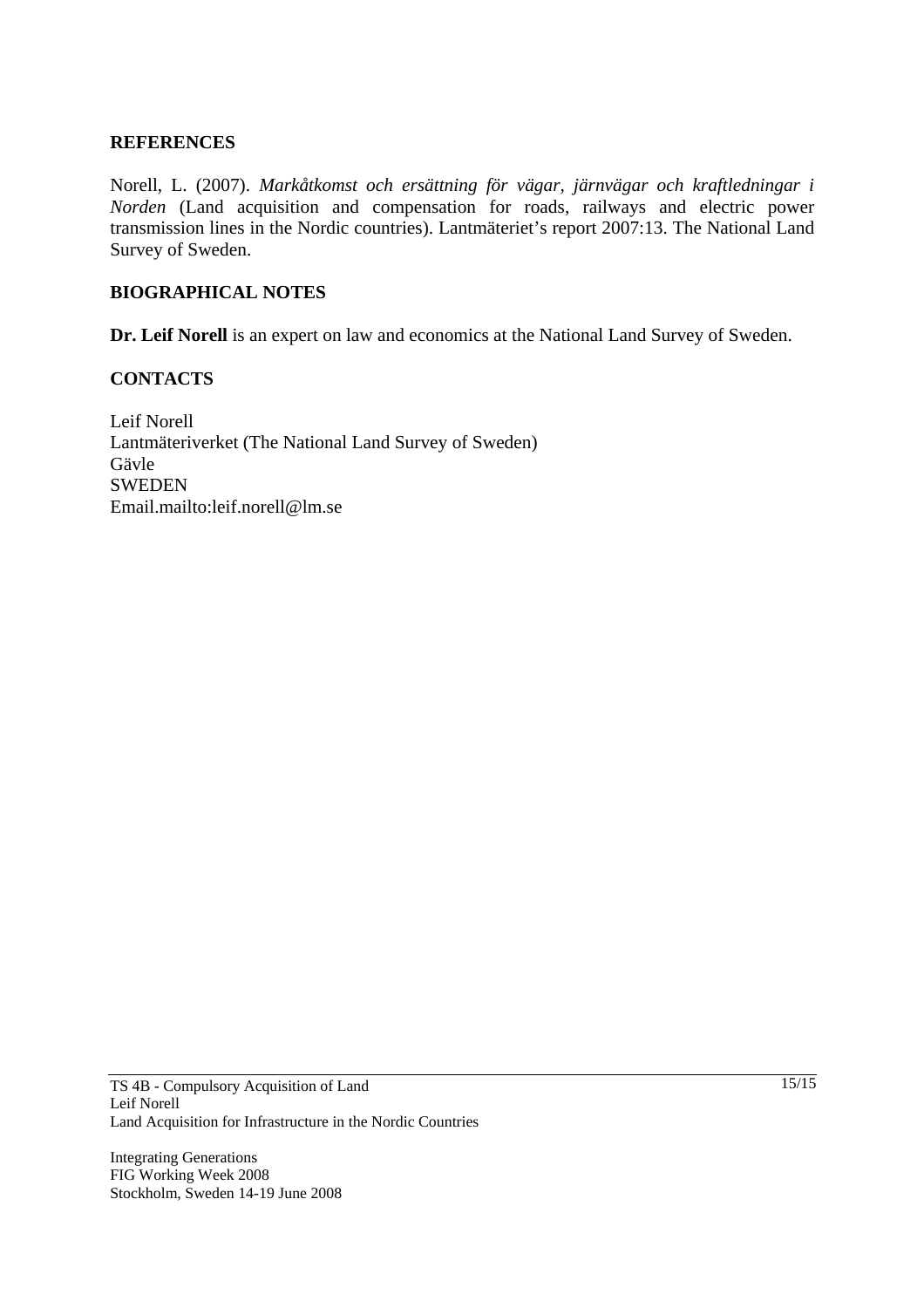## REFERENCES

Norell, L. (2007). *Markåtkomst och ersättning för vägar, järnvägar och kraftledningar i Norden* (Land acquisition and compensation for roads, railways and electric power transmission lines in the Nordic countries). Lantmäteriet's report 2007:13. The National Land Survey of Sweden.

## BIOGRAPHICAL NOTES

**Dr. Leif Norell** is an expert on law and economics at the National Land Survey of Sweden.

## CONTACTS

Leif Norell
Lantmäteriverket (The National Land Survey of Sweden)
Gävle
SWEDEN
Email.mailto:leif.norell@lm.se